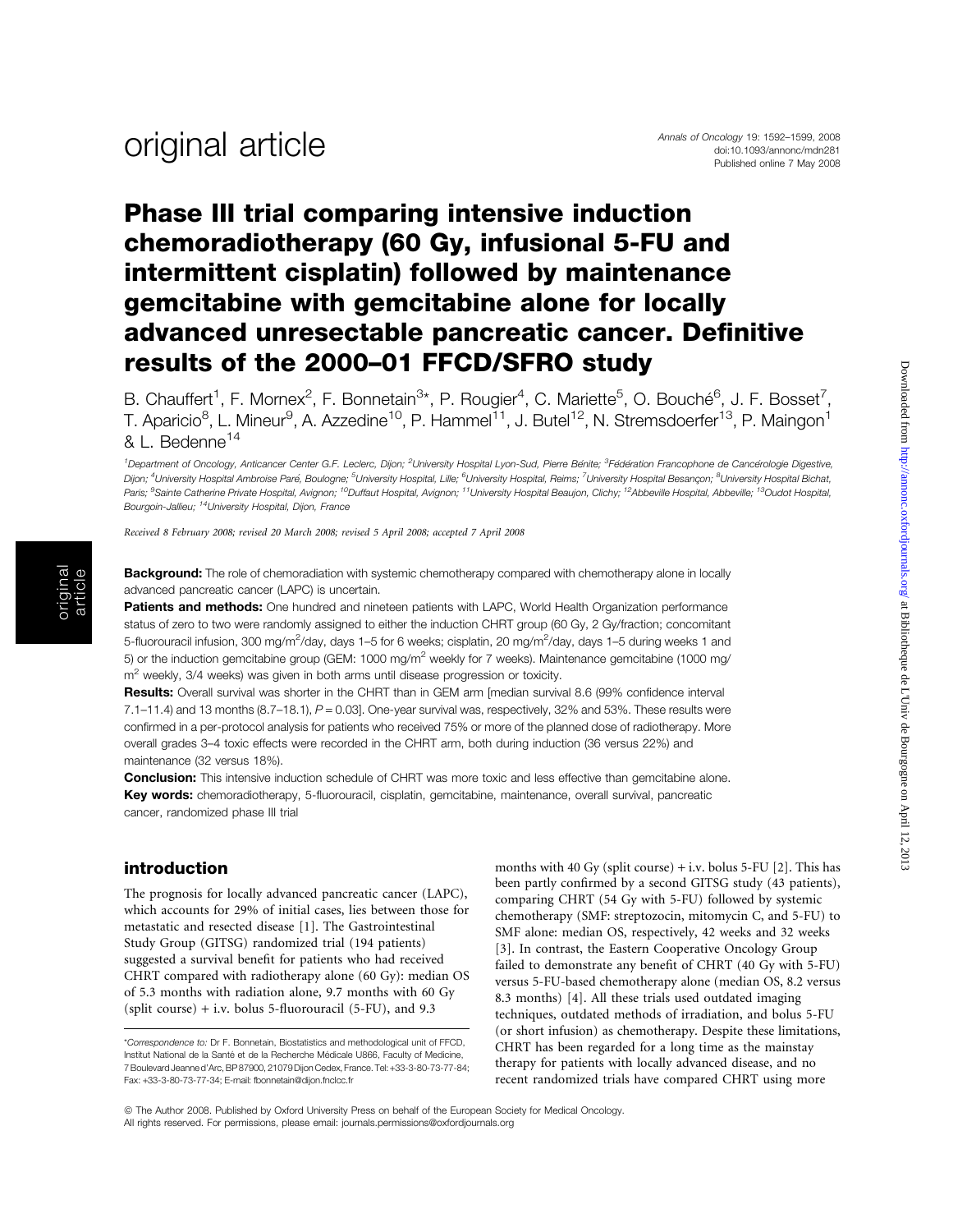original article

# Phase III trial comparing intensive induction chemoradiotherapy (60 Gy, infusional 5-FU and intermittent cisplatin) followed by maintenance gemcitabine with gemcitabine alone for locally advanced unresectable pancreatic cancer. Definitive results of the 2000–01 FFCD/SFRO study

B. Chauffert[1], F. Mornex[2], F. Bonnetain[3]*, P. Rougier[4], C. Mariette[5], O. Bouché[6], J. F. Bosset[7], T. Aparicio[8], L. Mineur[9], A. Azzedine[10], P. Hammel[11], J. Butel[12], N. Stremsdoerfer[13], P. Maingon[1] & L. Bedenne[14]

[1]Department of Oncology, Anticancer Center G.F. Leclerc, Dijon; [2]University Hospital Lyon-Sud, Pierre Bénite; [3]Fédération Francophone de Cancérologie Digestive, Dijon; [4]University Hospital Ambroise Paré, Boulogne; [5]University Hospital, Lille; [6]University Hospital, Reims; [7]University Hospital Besançon; [8]University Hospital Bichat, Paris; [9]Sainte Catherine Private Hospital, Avignon; [10]Duffaut Hospital, Avignon; [11]University Hospital Beaujon, Clichy; [12]Abbeville Hospital, Abbeville; [13]Oudot Hospital, Bourgoin-Jallieu; [14]University Hospital, Dijon, France

*Received 8 February 2008; revised 20 March 2008; revised 5 April 2008; accepted 7 April 2008*

**Background:** The role of chemoradiation with systemic chemotherapy compared with chemotherapy alone in locally advanced pancreatic cancer (LAPC) is uncertain.

**Patients and methods:** One hundred and nineteen patients with LAPC, World Health Organization performance status of zero to two were randomly assigned to either the induction CHRT group (60 Gy, 2 Gy/fraction; concomitant 5-fluorouracil infusion, 300 mg/m$^2$/day, days 1–5 for 6 weeks; cisplatin, 20 mg/m$^2$/day, days 1–5 during weeks 1 and 5) or the induction gemcitabine group (GEM: 1000 mg/m$^2$ weekly for 7 weeks). Maintenance gemcitabine (1000 mg/m$^2$ weekly, 3/4 weeks) was given in both arms until disease progression or toxicity.

**Results:** Overall survival was shorter in the CHRT than in GEM arm [median survival 8.6 (99% confidence interval 7.1–11.4) and 13 months (8.7–18.1), $P = 0.03$]. One-year survival was, respectively, 32% and 53%. These results were confirmed in a per-protocol analysis for patients who received 75% or more of the planned dose of radiotherapy. More overall grades 3–4 toxic effects were recorded in the CHRT arm, both during induction (36 versus 22%) and maintenance (32 versus 18%).

**Conclusion:** This intensive induction schedule of CHRT was more toxic and less effective than gemcitabine alone.

**Key words:** chemoradiotherapy, 5-fluorouracil, cisplatin, gemcitabine, maintenance, overall survival, pancreatic cancer, randomized phase III trial

## introduction

The prognosis for locally advanced pancreatic cancer (LAPC), which accounts for 29% of initial cases, lies between those for metastatic and resected disease [1]. The Gastrointestinal Study Group (GITSG) randomized trial (194 patients) suggested a survival benefit for patients who had received CHRT compared with radiotherapy alone (60 Gy): median OS of 5.3 months with radiation alone, 9.7 months with 60 Gy (split course) + i.v. bolus 5-fluorouracil (5-FU), and 9.3 months with 40 Gy (split course) + i.v. bolus 5-FU [2]. This has been partly confirmed by a second GITSG study (43 patients), comparing CHRT (54 Gy with 5-FU) followed by systemic chemotherapy (SMF: streptozocin, mitomycin C, and 5-FU) to SMF alone: median OS, respectively, 42 weeks and 32 weeks [3]. In contrast, the Eastern Cooperative Oncology Group failed to demonstrate any benefit of CHRT (40 Gy with 5-FU) versus 5-FU-based chemotherapy alone (median OS, 8.2 versus 8.3 months) [4]. All these trials used outdated imaging techniques, outdated methods of irradiation, and bolus 5-FU (or short infusion) as chemotherapy. Despite these limitations, CHRT has been regarded for a long time as the mainstay therapy for patients with locally advanced disease, and no recent randomized trials have compared CHRT using more

*Correspondence to: Dr F. Bonnetain, Biostatistics and methodological unit of FFCD, Institut National de la Santé et de la Recherche Médicale U866, Faculty of Medicine, 7 Boulevard Jeanne d'Arc, BP 87900, 21079 Dijon Cedex, France. Tel: +33-3-80-73-77-84; Fax: +33-3-80-73-77-34; E-mail: fbonnetain@dijon.fnclcc.fr

© The Author 2008. Published by Oxford University Press on behalf of the European Society for Medical Oncology. All rights reserved. For permissions, please email: journals.permissions@oxfordjournals.org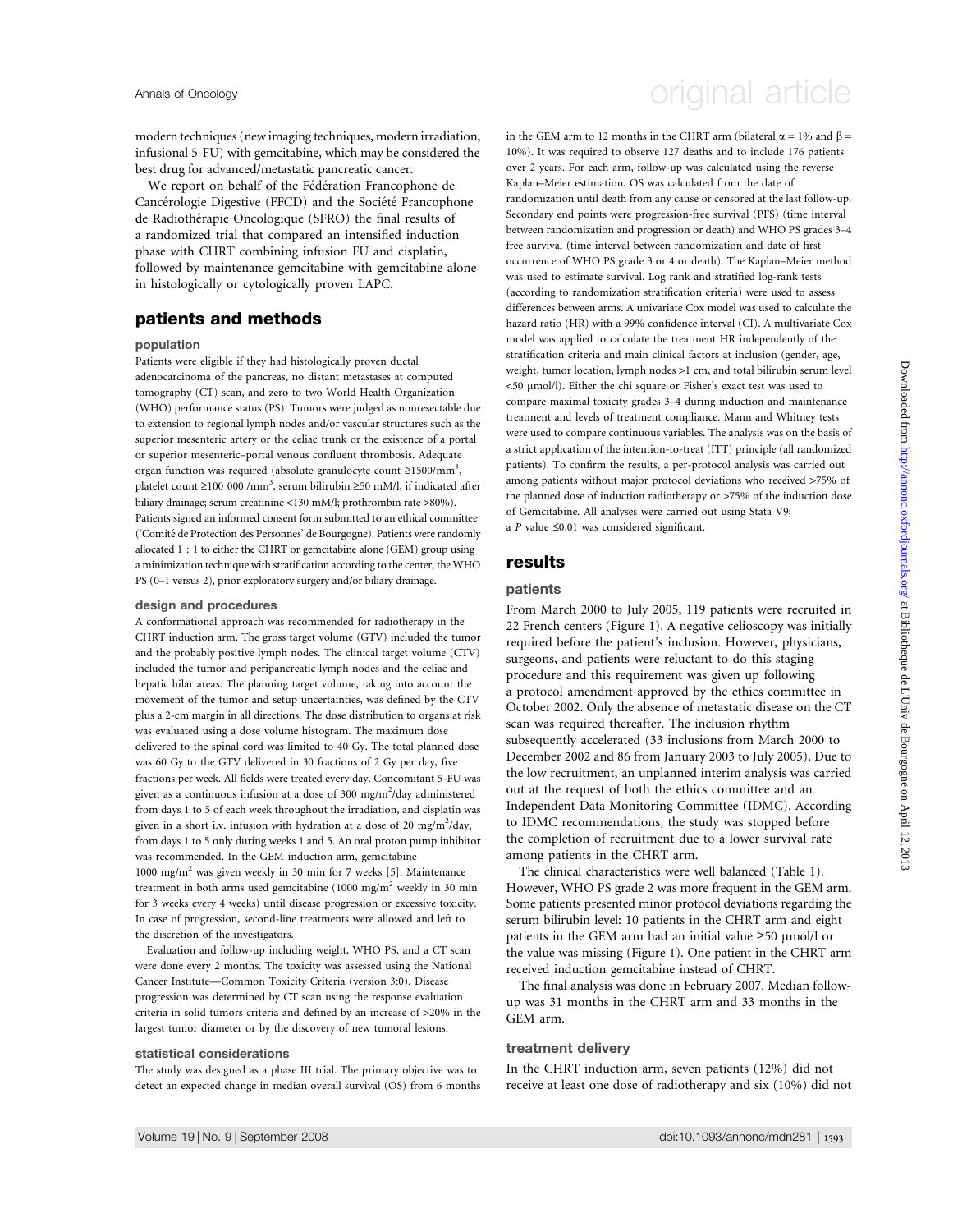modern techniques (new imaging techniques, modern irradiation, infusional 5-FU) with gemcitabine, which may be considered the best drug for advanced/metastatic pancreatic cancer.

We report on behalf of the Fédération Francophone de Cancérologie Digestive (FFCD) and the Société Francophone de Radiothérapie Oncologique (SFRO) the final results of a randomized trial that compared an intensified induction phase with CHRT combining infusion FU and cisplatin, followed by maintenance gemcitabine with gemcitabine alone in histologically or cytologically proven LAPC.

## patients and methods

### population

Patients were eligible if they had histologically proven ductal adenocarcinoma of the pancreas, no distant metastases at computed tomography (CT) scan, and zero to two World Health Organization (WHO) performance status (PS). Tumors were judged as nonresectable due to extension to regional lymph nodes and/or vascular structures such as the superior mesenteric artery or the celiac trunk or the existence of a portal or superior mesenteric–portal venous confluent thrombosis. Adequate organ function was required (absolute granulocyte count ≥1500/mm$^3$, platelet count ≥100 000 /mm$^3$, serum bilirubin ≥50 mM/l, if indicated after biliary drainage; serum creatinine <130 mM/l; prothrombin rate >80%). Patients signed an informed consent form submitted to an ethical committee ('Comité de Protection des Personnes' de Bourgogne). Patients were randomly allocated 1 : 1 to either the CHRT or gemcitabine alone (GEM) group using a minimization technique with stratification according to the center, the WHO PS (0–1 versus 2), prior exploratory surgery and/or biliary drainage.

### design and procedures

A conformational approach was recommended for radiotherapy in the CHRT induction arm. The gross target volume (GTV) included the tumor and the probably positive lymph nodes. The clinical target volume (CTV) included the tumor and peripancreatic lymph nodes and the celiac and hepatic hilar areas. The planning target volume, taking into account the movement of the tumor and setup uncertainties, was defined by the CTV plus a 2-cm margin in all directions. The dose distribution to organs at risk was evaluated using a dose volume histogram. The maximum dose delivered to the spinal cord was limited to 40 Gy. The total planned dose was 60 Gy to the GTV delivered in 30 fractions of 2 Gy per day, five fractions per week. All fields were treated every day. Concomitant 5-FU was given as a continuous infusion at a dose of 300 mg/m$^2$/day administered from days 1 to 5 of each week throughout the irradiation, and cisplatin was given in a short i.v. infusion with hydration at a dose of 20 mg/m$^2$/day, from days 1 to 5 only during weeks 1 and 5. An oral proton pump inhibitor was recommended. In the GEM induction arm, gemcitabine 1000 mg/m$^2$ was given weekly in 30 min for 7 weeks [5]. Maintenance treatment in both arms used gemcitabine (1000 mg/m$^2$ weekly in 30 min for 3 weeks every 4 weeks) until disease progression or excessive toxicity. In case of progression, second-line treatments were allowed and left to the discretion of the investigators.

Evaluation and follow-up including weight, WHO PS, and a CT scan were done every 2 months. The toxicity was assessed using the National Cancer Institute—Common Toxicity Criteria (version 3:0). Disease progression was determined by CT scan using the response evaluation criteria in solid tumors criteria and defined by an increase of >20% in the largest tumor diameter or by the discovery of new tumoral lesions.

### statistical considerations

The study was designed as a phase III trial. The primary objective was to detect an expected change in median overall survival (OS) from 6 months in the GEM arm to 12 months in the CHRT arm (bilateral $\alpha = 1\%$ and $\beta = 10\%$). It was required to observe 127 deaths and to include 176 patients over 2 years. For each arm, follow-up was calculated using the reverse Kaplan–Meier estimation. OS was calculated from the date of randomization until death from any cause or censored at the last follow-up. Secondary end points were progression-free survival (PFS) (time interval between randomization and progression or death) and WHO PS grades 3–4 free survival (time interval between randomization and date of first occurrence of WHO PS grade 3 or 4 or death). The Kaplan–Meier method was used to estimate survival. Log rank and stratified log-rank tests (according to randomization stratification criteria) were used to assess differences between arms. A univariate Cox model was used to calculate the hazard ratio (HR) with a 99% confidence interval (CI). A multivariate Cox model was applied to calculate the treatment HR independently of the stratification criteria and main clinical factors at inclusion (gender, age, weight, tumor location, lymph nodes >1 cm, and total bilirubin serum level <50 µmol/l). Either the chi square or Fisher's exact test was used to compare maximal toxicity grades 3–4 during induction and maintenance treatment and levels of treatment compliance. Mann and Whitney tests were used to compare continuous variables. The analysis was on the basis of a strict application of the intention-to-treat (ITT) principle (all randomized patients). To confirm the results, a per-protocol analysis was carried out among patients without major protocol deviations who received >75% of the planned dose of induction radiotherapy or >75% of the induction dose of Gemcitabine. All analyses were carried out using Stata V9; a $P$ value ≤0.01 was considered significant.

## results

### patients

From March 2000 to July 2005, 119 patients were recruited in 22 French centers (Figure 1). A negative celioscopy was initially required before the patient's inclusion. However, physicians, surgeons, and patients were reluctant to do this staging procedure and this requirement was given up following a protocol amendment approved by the ethics committee in October 2002. Only the absence of metastatic disease on the CT scan was required thereafter. The inclusion rhythm subsequently accelerated (33 inclusions from March 2000 to December 2002 and 86 from January 2003 to July 2005). Due to the low recruitment, an unplanned interim analysis was carried out at the request of both the ethics committee and an Independent Data Monitoring Committee (IDMC). According to IDMC recommendations, the study was stopped before the completion of recruitment due to a lower survival rate among patients in the CHRT arm.

The clinical characteristics were well balanced (Table 1). However, WHO PS grade 2 was more frequent in the GEM arm. Some patients presented minor protocol deviations regarding the serum bilirubin level: 10 patients in the CHRT arm and eight patients in the GEM arm had an initial value ≥50 µmol/l or the value was missing (Figure 1). One patient in the CHRT arm received induction gemcitabine instead of CHRT.

The final analysis was done in February 2007. Median follow-up was 31 months in the CHRT arm and 33 months in the GEM arm.

### treatment delivery

In the CHRT induction arm, seven patients (12%) did not receive at least one dose of radiotherapy and six (10%) did not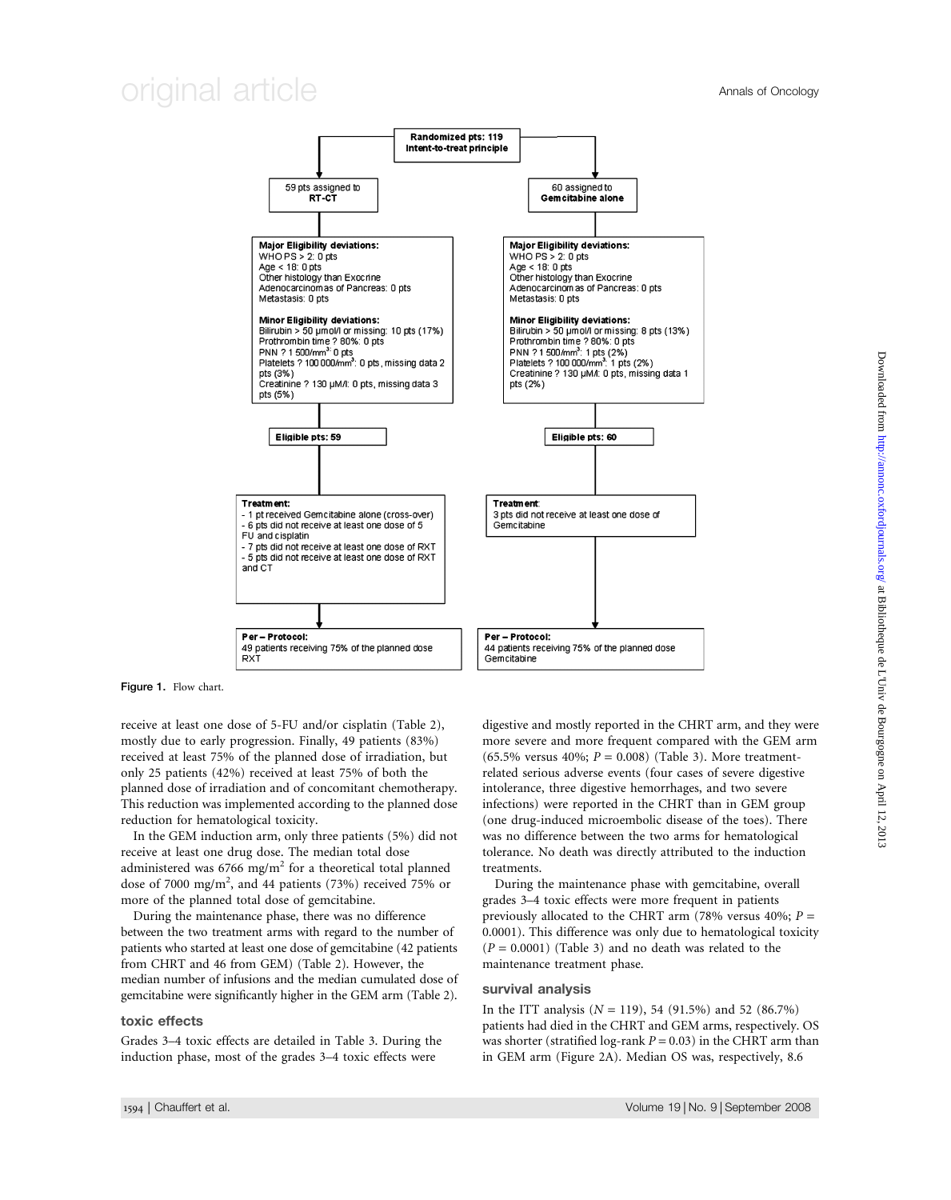**Randomized pts: 119**
**Intent-to-treat principle**

| 59 pts assigned to **RT-CT** | 60 assigned to **Gemcitabine alone** |
| --- | --- |
| **Major Eligibility deviations:** WHO PS > 2: 0 pts; Age < 18: 0 pts; Other histology than Exocrine Adenocarcinomas of Pancreas: 0 pts; Metastasis: 0 pts | **Major Eligibility deviations:** WHO PS > 2: 0 pts; Age < 18: 0 pts; Other histology than Exocrine Adenocarcinomas of Pancreas: 0 pts; Metastasis: 0 pts |
| **Minor Eligibility deviations:** Bilirubin > 50 µmol/l or missing: 10 pts (17%); Prothrombin time ? 80%: 0 pts; PNN ? 1 500/mm³: 0 pts; Platelets ? 100 000/mm³: 0 pts, missing data 2 pts (3%); Creatinine ? 130 µM/l: 0 pts, missing data 3 pts (5%) | **Minor Eligibility deviations:** Bilirubin > 50 µmol/l or missing: 8 pts (13%); Prothrombin time ? 80%: 0 pts; PNN ? 1 500/mm³: 1 pts (2%); Platelets ? 100 000/mm³: 1 pts (2%); Creatinine ? 130 µM/l: 0 pts, missing data 1 pts (2%) |
| **Eligible pts: 59** | **Eligible pts: 60** |
| **Treatment:** - 1 pt received Gemcitabine alone (cross-over); - 6 pts did not receive at least one dose of 5 FU and cisplatin; - 7 pts did not receive at least one dose of RXT; - 5 pts did not receive at least one dose of RXT and CT | **Treatment:** 3 pts did not receive at least one dose of Gemcitabine |
| **Per – Protocol:** 49 patients receiving 75% of the planned dose RXT | **Per – Protocol:** 44 patients receiving 75% of the planned dose Gemcitabine |

**Figure 1.** Flow chart.

receive at least one dose of 5-FU and/or cisplatin (Table 2), mostly due to early progression. Finally, 49 patients (83%) received at least 75% of the planned dose of irradiation, but only 25 patients (42%) received at least 75% of both the planned dose of irradiation and of concomitant chemotherapy. This reduction was implemented according to the planned dose reduction for hematological toxicity.

In the GEM induction arm, only three patients (5%) did not receive at least one drug dose. The median total dose administered was 6766 mg/m$^2$ for a theoretical total planned dose of 7000 mg/m$^2$, and 44 patients (73%) received 75% or more of the planned total dose of gemcitabine.

During the maintenance phase, there was no difference between the two treatment arms with regard to the number of patients who started at least one dose of gemcitabine (42 patients from CHRT and 46 from GEM) (Table 2). However, the median number of infusions and the median cumulated dose of gemcitabine were significantly higher in the GEM arm (Table 2).

### toxic effects

Grades 3–4 toxic effects are detailed in Table 3. During the induction phase, most of the grades 3–4 toxic effects were digestive and mostly reported in the CHRT arm, and they were more severe and more frequent compared with the GEM arm (65.5% versus 40%; $P = 0.008$) (Table 3). More treatment-related serious adverse events (four cases of severe digestive intolerance, three digestive hemorrhages, and two severe infections) were reported in the CHRT than in GEM group (one drug-induced microembolic disease of the toes). There was no difference between the two arms for hematological tolerance. No death was directly attributed to the induction treatments.

During the maintenance phase with gemcitabine, overall grades 3–4 toxic effects were more frequent in patients previously allocated to the CHRT arm (78% versus 40%; $P = 0.0001$). This difference was only due to hematological toxicity ($P = 0.0001$) (Table 3) and no death was related to the maintenance treatment phase.

### survival analysis

In the ITT analysis ($N = 119$), 54 (91.5%) and 52 (86.7%) patients had died in the CHRT and GEM arms, respectively. OS was shorter (stratified log-rank $P = 0.03$) in the CHRT arm than in GEM arm (Figure 2A). Median OS was, respectively, 8.6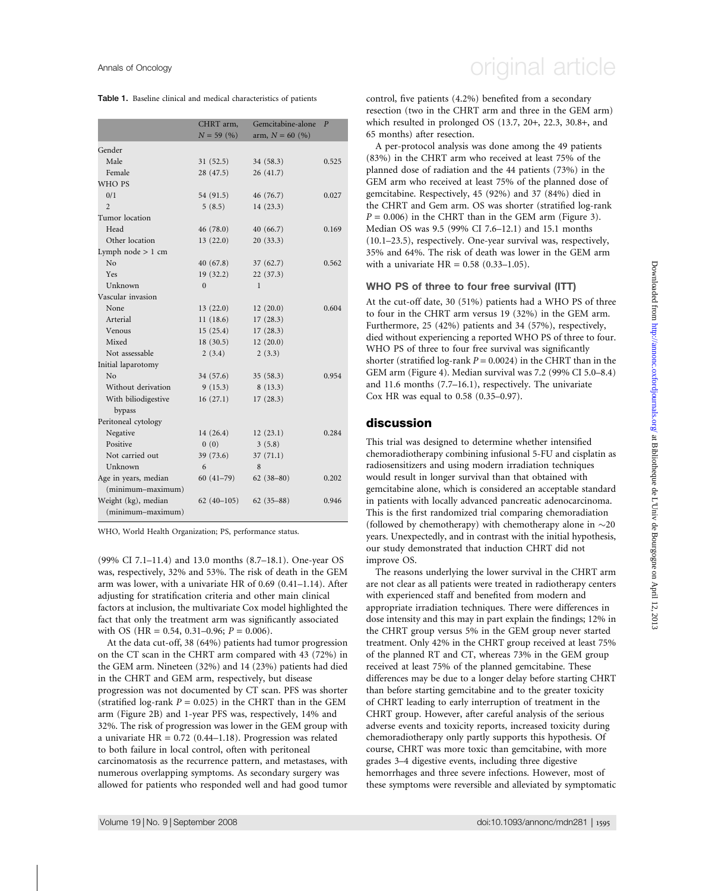**Table 1.** Baseline clinical and medical characteristics of patients

| | CHRT arm, $N = 59$ (%) | Gemcitabine-alone arm, $N = 60$ (%) | P |
|---|---|---|---|
| Gender | | | |
| Male | 31 (52.5) | 34 (58.3) | 0.525 |
| Female | 28 (47.5) | 26 (41.7) | |
| WHO PS | | | |
| 0/1 | 54 (91.5) | 46 (76.7) | 0.027 |
| 2 | 5 (8.5) | 14 (23.3) | |
| Tumor location | | | |
| Head | 46 (78.0) | 40 (66.7) | 0.169 |
| Other location | 13 (22.0) | 20 (33.3) | |
| Lymph node > 1 cm | | | |
| No | 40 (67.8) | 37 (62.7) | 0.562 |
| Yes | 19 (32.2) | 22 (37.3) | |
| Unknown | 0 | 1 | |
| Vascular invasion | | | |
| None | 13 (22.0) | 12 (20.0) | 0.604 |
| Arterial | 11 (18.6) | 17 (28.3) | |
| Venous | 15 (25.4) | 17 (28.3) | |
| Mixed | 18 (30.5) | 12 (20.0) | |
| Not assessable | 2 (3.4) | 2 (3.3) | |
| Initial laparotomy | | | |
| No | 34 (57.6) | 35 (58.3) | 0.954 |
| Without derivation | 9 (15.3) | 8 (13.3) | |
| With biliodigestive bypass | 16 (27.1) | 17 (28.3) | |
| Peritoneal cytology | | | |
| Negative | 14 (26.4) | 12 (23.1) | 0.284 |
| Positive | 0 (0) | 3 (5.8) | |
| Not carried out | 39 (73.6) | 37 (71.1) | |
| Unknown | 6 | 8 | |
| Age in years, median (minimum–maximum) | 60 (41–79) | 62 (38–80) | 0.202 |
| Weight (kg), median (minimum–maximum) | 62 (40–105) | 62 (35–88) | 0.946 |

WHO, World Health Organization; PS, performance status.

(99% CI 7.1–11.4) and 13.0 months (8.7–18.1). One-year OS was, respectively, 32% and 53%. The risk of death in the GEM arm was lower, with a univariate HR of 0.69 (0.41–1.14). After adjusting for stratification criteria and other main clinical factors at inclusion, the multivariate Cox model highlighted the fact that only the treatment arm was significantly associated with OS (HR = 0.54, 0.31–0.96; $P = 0.006$).

At the data cut-off, 38 (64%) patients had tumor progression on the CT scan in the CHRT arm compared with 43 (72%) in the GEM arm. Nineteen (32%) and 14 (23%) patients had died in the CHRT and GEM arm, respectively, but disease progression was not documented by CT scan. PFS was shorter (stratified log-rank $P = 0.025$) in the CHRT than in the GEM arm (Figure 2B) and 1-year PFS was, respectively, 14% and 32%. The risk of progression was lower in the GEM group with a univariate HR = 0.72 (0.44–1.18). Progression was related to both failure in local control, often with peritoneal carcinomatosis as the recurrence pattern, and metastases, with numerous overlapping symptoms. As secondary surgery was allowed for patients who responded well and had good tumor control, five patients (4.2%) benefited from a secondary resection (two in the CHRT arm and three in the GEM arm) which resulted in prolonged OS (13.7, 20+, 22.3, 30.8+, and 65 months) after resection.

A per-protocol analysis was done among the 49 patients (83%) in the CHRT arm who received at least 75% of the planned dose of radiation and the 44 patients (73%) in the GEM arm who received at least 75% of the planned dose of gemcitabine. Respectively, 45 (92%) and 37 (84%) died in the CHRT and Gem arm. OS was shorter (stratified log-rank $P = 0.006$) in the CHRT than in the GEM arm (Figure 3). Median OS was 9.5 (99% CI 7.6–12.1) and 15.1 months (10.1–23.5), respectively. One-year survival was, respectively, 35% and 64%. The risk of death was lower in the GEM arm with a univariate HR = 0.58 (0.33–1.05).

### WHO PS of three to four free survival (ITT)

At the cut-off date, 30 (51%) patients had a WHO PS of three to four in the CHRT arm versus 19 (32%) in the GEM arm. Furthermore, 25 (42%) patients and 34 (57%), respectively, died without experiencing a reported WHO PS of three to four. WHO PS of three to four free survival was significantly shorter (stratified log-rank $P = 0.0024$) in the CHRT than in the GEM arm (Figure 4). Median survival was 7.2 (99% CI 5.0–8.4) and 11.6 months (7.7–16.1), respectively. The univariate Cox HR was equal to 0.58 (0.35–0.97).

## discussion

This trial was designed to determine whether intensified chemoradiotherapy combining infusional 5-FU and cisplatin as radiosensitizers and using modern irradiation techniques would result in longer survival than that obtained with gemcitabine alone, which is considered an acceptable standard in patients with locally advanced pancreatic adenocarcinoma. This is the first randomized trial comparing chemoradiation (followed by chemotherapy) with chemotherapy alone in ~20 years. Unexpectedly, and in contrast with the initial hypothesis, our study demonstrated that induction CHRT did not improve OS.

The reasons underlying the lower survival in the CHRT arm are not clear as all patients were treated in radiotherapy centers with experienced staff and benefited from modern and appropriate irradiation techniques. There were differences in dose intensity and this may in part explain the findings; 12% in the CHRT group versus 5% in the GEM group never started treatment. Only 42% in the CHRT group received at least 75% of the planned RT and CT, whereas 73% in the GEM group received at least 75% of the planned gemcitabine. These differences may be due to a longer delay before starting CHRT than before starting gemcitabine and to the greater toxicity of CHRT leading to early interruption of treatment in the CHRT group. However, after careful analysis of the serious adverse events and toxicity reports, increased toxicity during chemoradiotherapy only partly supports this hypothesis. Of course, CHRT was more toxic than gemcitabine, with more grades 3–4 digestive events, including three digestive hemorrhages and three severe infections. However, most of these symptoms were reversible and alleviated by symptomatic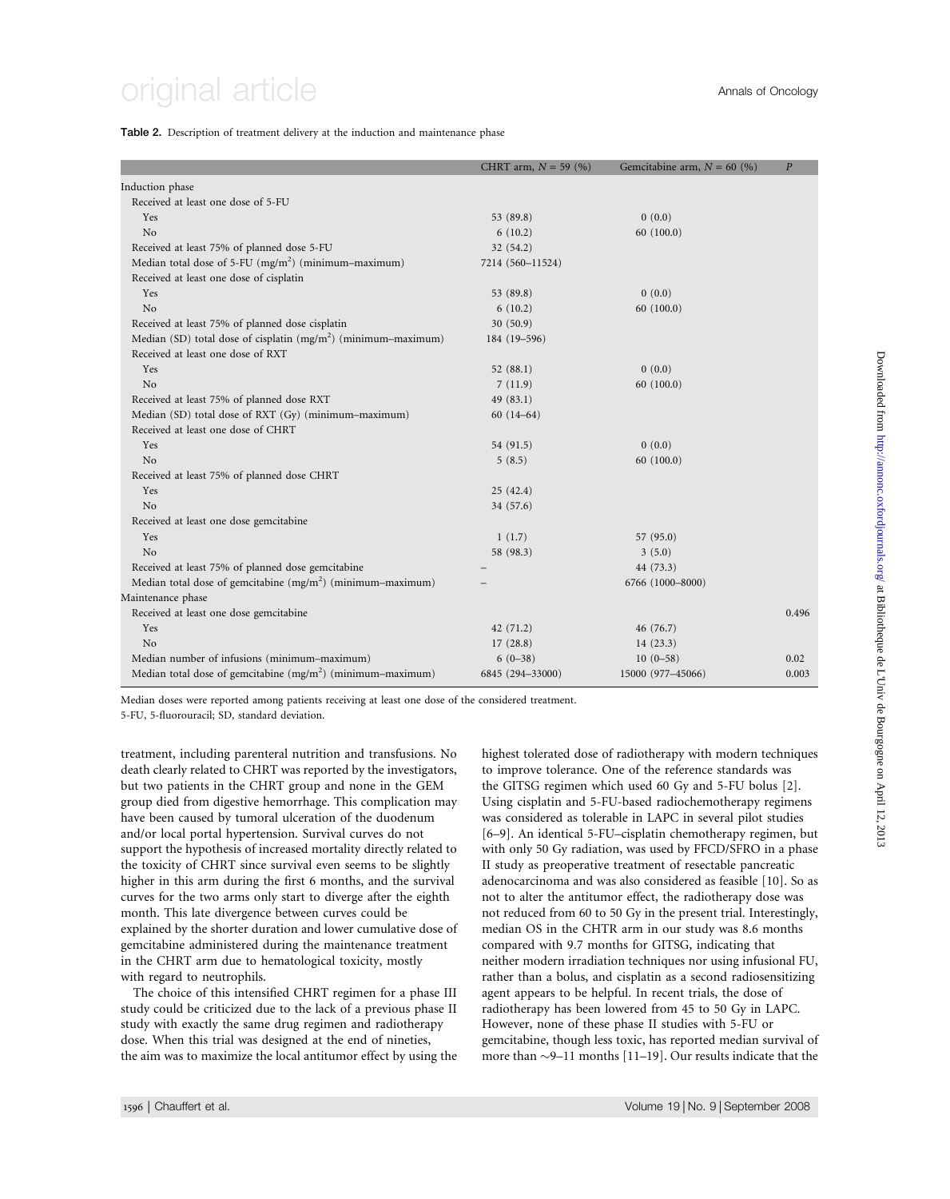**Table 2.** Description of treatment delivery at the induction and maintenance phase

| | CHRT arm, N = 59 (%) | Gemcitabine arm, N = 60 (%) | P |
|---|---|---|---|
| Induction phase | | | |
| Received at least one dose of 5-FU | | | |
| Yes | 53 (89.8) | 0 (0.0) | |
| No | 6 (10.2) | 60 (100.0) | |
| Received at least 75% of planned dose 5-FU | 32 (54.2) | | |
| Median total dose of 5-FU (mg/m$^2$) (minimum–maximum) | 7214 (560–11524) | | |
| Received at least one dose of cisplatin | | | |
| Yes | 53 (89.8) | 0 (0.0) | |
| No | 6 (10.2) | 60 (100.0) | |
| Received at least 75% of planned dose cisplatin | 30 (50.9) | | |
| Median (SD) total dose of cisplatin (mg/m$^2$) (minimum–maximum) | 184 (19–596) | | |
| Received at least one dose of RXT | | | |
| Yes | 52 (88.1) | 0 (0.0) | |
| No | 7 (11.9) | 60 (100.0) | |
| Received at least 75% of planned dose RXT | 49 (83.1) | | |
| Median (SD) total dose of RXT (Gy) (minimum–maximum) | 60 (14–64) | | |
| Received at least one dose of CHRT | | | |
| Yes | 54 (91.5) | 0 (0.0) | |
| No | 5 (8.5) | 60 (100.0) | |
| Received at least 75% of planned dose CHRT | | | |
| Yes | 25 (42.4) | | |
| No | 34 (57.6) | | |
| Received at least one dose gemcitabine | | | |
| Yes | 1 (1.7) | 57 (95.0) | |
| No | 58 (98.3) | 3 (5.0) | |
| Received at least 75% of planned dose gemcitabine | – | 44 (73.3) | |
| Median total dose of gemcitabine (mg/m$^2$) (minimum–maximum) | – | 6766 (1000–8000) | |
| Maintenance phase | | | |
| Received at least one dose gemcitabine | | | 0.496 |
| Yes | 42 (71.2) | 46 (76.7) | |
| No | 17 (28.8) | 14 (23.3) | |
| Median number of infusions (minimum–maximum) | 6 (0–38) | 10 (0–58) | 0.02 |
| Median total dose of gemcitabine (mg/m$^2$) (minimum–maximum) | 6845 (294–33000) | 15000 (977–45066) | 0.003 |

Median doses were reported among patients receiving at least one dose of the considered treatment.
5-FU, 5-fluorouracil; SD, standard deviation.

treatment, including parenteral nutrition and transfusions. No death clearly related to CHRT was reported by the investigators, but two patients in the CHRT group and none in the GEM group died from digestive hemorrhage. This complication may have been caused by tumoral ulceration of the duodenum and/or local portal hypertension. Survival curves do not support the hypothesis of increased mortality directly related to the toxicity of CHRT since survival even seems to be slightly higher in this arm during the first 6 months, and the survival curves for the two arms only start to diverge after the eighth month. This late divergence between curves could be explained by the shorter duration and lower cumulative dose of gemcitabine administered during the maintenance treatment in the CHRT arm due to hematological toxicity, mostly with regard to neutrophils.

The choice of this intensified CHRT regimen for a phase III study could be criticized due to the lack of a previous phase II study with exactly the same drug regimen and radiotherapy dose. When this trial was designed at the end of nineties, the aim was to maximize the local antitumor effect by using the highest tolerated dose of radiotherapy with modern techniques to improve tolerance. One of the reference standards was the GITSG regimen which used 60 Gy and 5-FU bolus [2]. Using cisplatin and 5-FU-based radiochemotherapy regimens was considered as tolerable in LAPC in several pilot studies [6–9]. An identical 5-FU–cisplatin chemotherapy regimen, but with only 50 Gy radiation, was used by FFCD/SFRO in a phase II study as preoperative treatment of resectable pancreatic adenocarcinoma and was also considered as feasible [10]. So as not to alter the antitumor effect, the radiotherapy dose was not reduced from 60 to 50 Gy in the present trial. Interestingly, median OS in the CHTR arm in our study was 8.6 months compared with 9.7 months for GITSG, indicating that neither modern irradiation techniques nor using infusional FU, rather than a bolus, and cisplatin as a second radiosensitizing agent appears to be helpful. In recent trials, the dose of radiotherapy has been lowered from 45 to 50 Gy in LAPC. However, none of these phase II studies with 5-FU or gemcitabine, though less toxic, has reported median survival of more than ∼9–11 months [11–19]. Our results indicate that the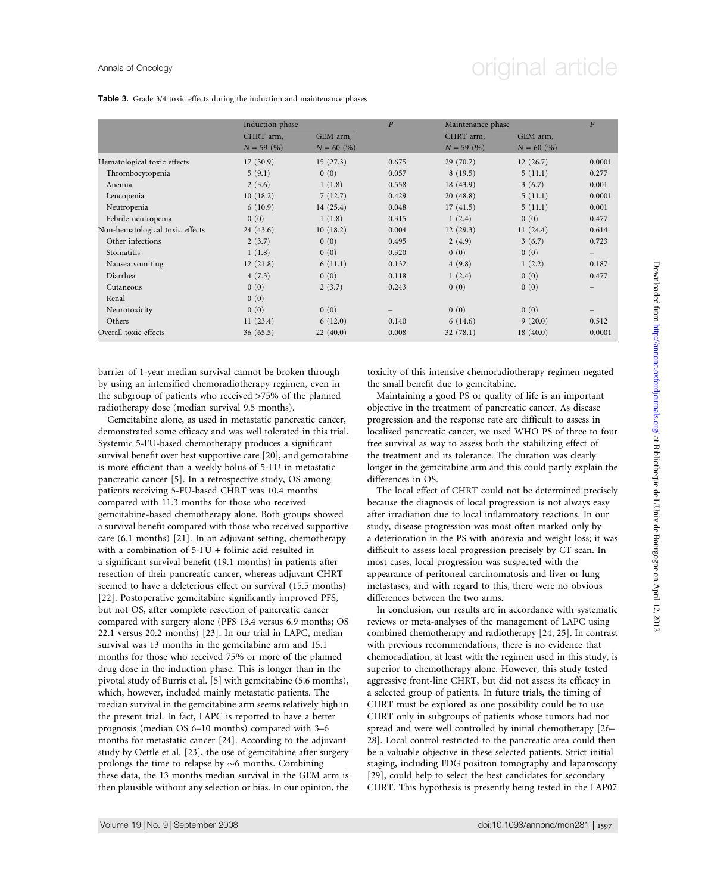**Table 3.** Grade 3/4 toxic effects during the induction and maintenance phases

| | Induction phase | | *P* | Maintenance phase | | *P* |
|---|---|---|---|---|---|---|
| | CHRT arm, *N* = 59 (%) | GEM arm, *N* = 60 (%) | | CHRT arm, *N* = 59 (%) | GEM arm, *N* = 60 (%) | |
| Hematological toxic effects | 17 (30.9) | 15 (27.3) | 0.675 | 29 (70.7) | 12 (26.7) | 0.0001 |
| Thrombocytopenia | 5 (9.1) | 0 (0) | 0.057 | 8 (19.5) | 5 (11.1) | 0.277 |
| Anemia | 2 (3.6) | 1 (1.8) | 0.558 | 18 (43.9) | 3 (6.7) | 0.001 |
| Leucopenia | 10 (18.2) | 7 (12.7) | 0.429 | 20 (48.8) | 5 (11.1) | 0.0001 |
| Neutropenia | 6 (10.9) | 14 (25.4) | 0.048 | 17 (41.5) | 5 (11.1) | 0.001 |
| Febrile neutropenia | 0 (0) | 1 (1.8) | 0.315 | 1 (2.4) | 0 (0) | 0.477 |
| Non-hematological toxic effects | 24 (43.6) | 10 (18.2) | 0.004 | 12 (29.3) | 11 (24.4) | 0.614 |
| Other infections | 2 (3.7) | 0 (0) | 0.495 | 2 (4.9) | 3 (6.7) | 0.723 |
| Stomatitis | 1 (1.8) | 0 (0) | 0.320 | 0 (0) | 0 (0) | – |
| Nausea vomiting | 12 (21.8) | 6 (11.1) | 0.132 | 4 (9.8) | 1 (2.2) | 0.187 |
| Diarrhea | 4 (7.3) | 0 (0) | 0.118 | 1 (2.4) | 0 (0) | 0.477 |
| Cutaneous | 0 (0) | 2 (3.7) | 0.243 | 0 (0) | 0 (0) | – |
| Renal | 0 (0) | | | | | |
| Neurotoxicity | 0 (0) | 0 (0) | – | 0 (0) | 0 (0) | – |
| Others | 11 (23.4) | 6 (12.0) | 0.140 | 6 (14.6) | 9 (20.0) | 0.512 |
| Overall toxic effects | 36 (65.5) | 22 (40.0) | 0.008 | 32 (78.1) | 18 (40.0) | 0.0001 |

barrier of 1-year median survival cannot be broken through by using an intensified chemoradiotherapy regimen, even in the subgroup of patients who received >75% of the planned radiotherapy dose (median survival 9.5 months).

Gemcitabine alone, as used in metastatic pancreatic cancer, demonstrated some efficacy and was well tolerated in this trial. Systemic 5-FU-based chemotherapy produces a significant survival benefit over best supportive care [20], and gemcitabine is more efficient than a weekly bolus of 5-FU in metastatic pancreatic cancer [5]. In a retrospective study, OS among patients receiving 5-FU-based CHRT was 10.4 months compared with 11.3 months for those who received gemcitabine-based chemotherapy alone. Both groups showed a survival benefit compared with those who received supportive care (6.1 months) [21]. In an adjuvant setting, chemotherapy with a combination of 5-FU + folinic acid resulted in a significant survival benefit (19.1 months) in patients after resection of their pancreatic cancer, whereas adjuvant CHRT seemed to have a deleterious effect on survival (15.5 months) [22]. Postoperative gemcitabine significantly improved PFS, but not OS, after complete resection of pancreatic cancer compared with surgery alone (PFS 13.4 versus 6.9 months; OS 22.1 versus 20.2 months) [23]. In our trial in LAPC, median survival was 13 months in the gemcitabine arm and 15.1 months for those who received 75% or more of the planned drug dose in the induction phase. This is longer than in the pivotal study of Burris et al. [5] with gemcitabine (5.6 months), which, however, included mainly metastatic patients. The median survival in the gemcitabine arm seems relatively high in the present trial. In fact, LAPC is reported to have a better prognosis (median OS 6–10 months) compared with 3–6 months for metastatic cancer [24]. According to the adjuvant study by Oettle et al. [23], the use of gemcitabine after surgery prolongs the time to relapse by ∼6 months. Combining these data, the 13 months median survival in the GEM arm is then plausible without any selection or bias. In our opinion, the toxicity of this intensive chemoradiotherapy regimen negated the small benefit due to gemcitabine.

Maintaining a good PS or quality of life is an important objective in the treatment of pancreatic cancer. As disease progression and the response rate are difficult to assess in localized pancreatic cancer, we used WHO PS of three to four free survival as way to assess both the stabilizing effect of the treatment and its tolerance. The duration was clearly longer in the gemcitabine arm and this could partly explain the differences in OS.

The local effect of CHRT could not be determined precisely because the diagnosis of local progression is not always easy after irradiation due to local inflammatory reactions. In our study, disease progression was most often marked only by a deterioration in the PS with anorexia and weight loss; it was difficult to assess local progression precisely by CT scan. In most cases, local progression was suspected with the appearance of peritoneal carcinomatosis and liver or lung metastases, and with regard to this, there were no obvious differences between the two arms.

In conclusion, our results are in accordance with systematic reviews or meta-analyses of the management of LAPC using combined chemotherapy and radiotherapy [24, 25]. In contrast with previous recommendations, there is no evidence that chemoradiation, at least with the regimen used in this study, is superior to chemotherapy alone. However, this study tested aggressive front-line CHRT, but did not assess its efficacy in a selected group of patients. In future trials, the timing of CHRT must be explored as one possibility could be to use CHRT only in subgroups of patients whose tumors had not spread and were well controlled by initial chemotherapy [26–28]. Local control restricted to the pancreatic area could then be a valuable objective in these selected patients. Strict initial staging, including FDG positron tomography and laparoscopy [29], could help to select the best candidates for secondary CHRT. This hypothesis is presently being tested in the LAP07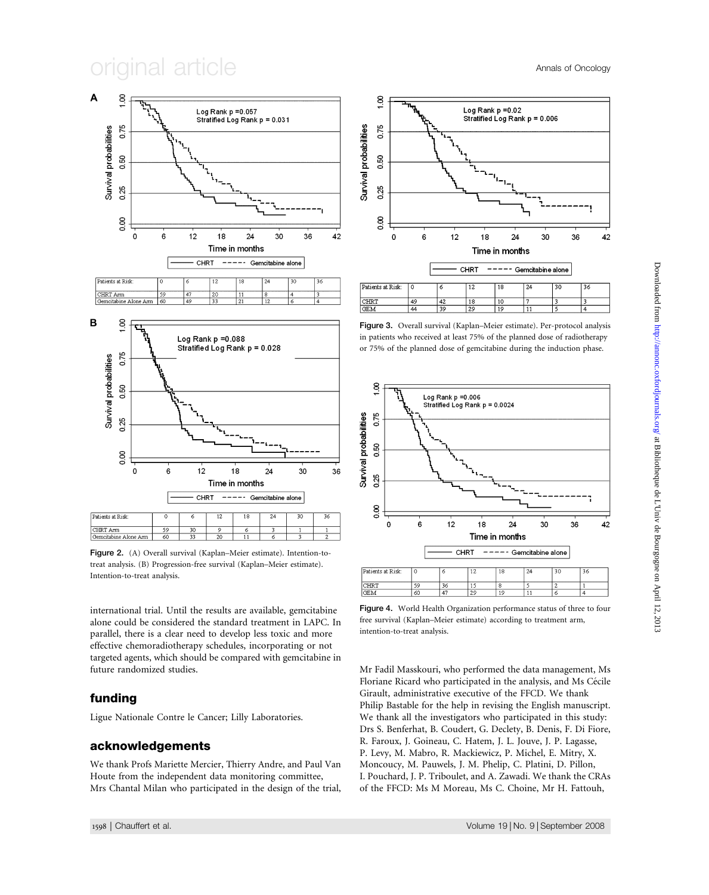Patients at Risk

| Patients at Risk | 0 | 6 | 12 | 18 | 24 | 30 | 36 |
|---|---|---|---|---|---|---|---|
| CHRT Arm | 59 | 47 | 20 | 11 | 8 | 4 | 3 |
| Gemcitabine Alone Arm | 60 | 49 | 33 | 21 | 12 | 6 | 4 |

| Patients at Risk | 0 | 6 | 12 | 18 | 24 | 30 | 36 |
|---|---|---|---|---|---|---|---|
| CHRT Arm | 59 | 30 | 9 | 6 | 3 | 1 | 1 |
| Gemcitabine Alone Arm | 60 | 33 | 20 | 11 | 6 | 3 | 2 |

**Figure 2.** (A) Overall survival (Kaplan–Meier estimate). Intention-to-treat analysis. (B) Progression-free survival (Kaplan–Meier estimate). Intention-to-treat analysis.

| Patients at Risk | 0 | 6 | 12 | 18 | 24 | 30 | 36 |
|---|---|---|---|---|---|---|---|
| CHRT | 49 | 42 | 18 | 10 | 7 | 3 | 3 |
| GEM | 44 | 39 | 29 | 19 | 11 | 5 | 4 |

**Figure 3.** Overall survival (Kaplan–Meier estimate). Per-protocol analysis in patients who received at least 75% of the planned dose of radiotherapy or 75% of the planned dose of gemcitabine during the induction phase.

| Patients at Risk | 0 | 6 | 12 | 18 | 24 | 30 | 36 |
|---|---|---|---|---|---|---|---|
| CHRT | 59 | 36 | 15 | 8 | 5 | 2 | 1 |
| GEM | 60 | 47 | 29 | 19 | 11 | 6 | 4 |

**Figure 4.** World Health Organization performance status of three to four free survival (Kaplan–Meier estimate) according to treatment arm, intention-to-treat analysis.

international trial. Until the results are available, gemcitabine alone could be considered the standard treatment in LAPC. In parallel, there is a clear need to develop less toxic and more effective chemoradiotherapy schedules, incorporating or not targeted agents, which should be compared with gemcitabine in future randomized studies.

## funding

Ligue Nationale Contre le Cancer; Lilly Laboratories.

## acknowledgements

We thank Profs Mariette Mercier, Thierry Andre, and Paul Van Houte from the independent data monitoring committee, Mrs Chantal Milan who participated in the design of the trial, Mr Fadil Masskouri, who performed the data management, Ms Floriane Ricard who participated in the analysis, and Ms Cécile Girault, administrative executive of the FFCD. We thank Philip Bastable for the help in revising the English manuscript. We thank all the investigators who participated in this study: Drs S. Benferhat, B. Coudert, G. Declety, B. Denis, F. Di Fiore, R. Faroux, J. Goineau, C. Hatem, J. L. Jouve, J. P. Lagasse, P. Levy, M. Mabro, R. Mackiewicz, P. Michel, E. Mitry, X. Moncoucy, M. Pauwels, J. M. Phelip, C. Platini, D. Pillon, I. Pouchard, J. P. Triboulet, and A. Zawadi. We thank the CRAs of the FFCD: Ms M Moreau, Ms C. Choine, Mr H. Fattouh,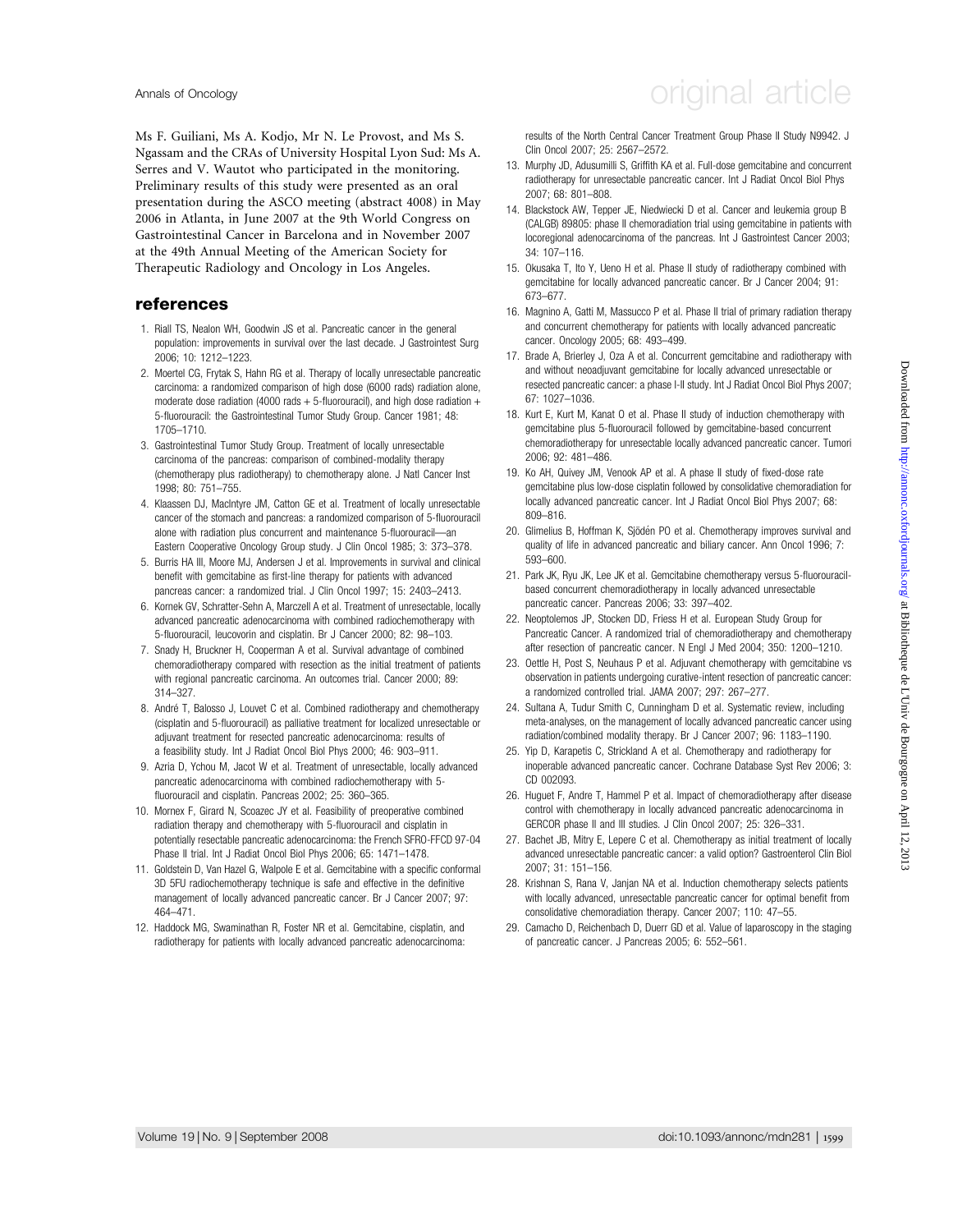Ms F. Guiliani, Ms A. Kodjo, Mr N. Le Provost, and Ms S. Ngassam and the CRAs of University Hospital Lyon Sud: Ms A. Serres and V. Wautot who participated in the monitoring. Preliminary results of this study were presented as an oral presentation during the ASCO meeting (abstract 4008) in May 2006 in Atlanta, in June 2007 at the 9th World Congress on Gastrointestinal Cancer in Barcelona and in November 2007 at the 49th Annual Meeting of the American Society for Therapeutic Radiology and Oncology in Los Angeles.

## references

1. Riall TS, Nealon WH, Goodwin JS et al. Pancreatic cancer in the general population: improvements in survival over the last decade. J Gastrointest Surg 2006; 10: 1212–1223.
2. Moertel CG, Frytak S, Hahn RG et al. Therapy of locally unresectable pancreatic carcinoma: a randomized comparison of high dose (6000 rads) radiation alone, moderate dose radiation (4000 rads + 5-fluorouracil), and high dose radiation + 5-fluorouracil: the Gastrointestinal Tumor Study Group. Cancer 1981; 48: 1705–1710.
3. Gastrointestinal Tumor Study Group. Treatment of locally unresectable carcinoma of the pancreas: comparison of combined-modality therapy (chemotherapy plus radiotherapy) to chemotherapy alone. J Natl Cancer Inst 1998; 80: 751–755.
4. Klaassen DJ, MacIntyre JM, Catton GE et al. Treatment of locally unresectable cancer of the stomach and pancreas: a randomized comparison of 5-fluorouracil alone with radiation plus concurrent and maintenance 5-fluorouracil—an Eastern Cooperative Oncology Group study. J Clin Oncol 1985; 3: 373–378.
5. Burris HA III, Moore MJ, Andersen J et al. Improvements in survival and clinical benefit with gemcitabine as first-line therapy for patients with advanced pancreas cancer: a randomized trial. J Clin Oncol 1997; 15: 2403–2413.
6. Kornek GV, Schratter-Sehn A, Marczell A et al. Treatment of unresectable, locally advanced pancreatic adenocarcinoma with combined radiochemotherapy with 5-fluorouracil, leucovorin and cisplatin. Br J Cancer 2000; 82: 98–103.
7. Snady H, Bruckner H, Cooperman A et al. Survival advantage of combined chemoradiotherapy compared with resection as the initial treatment of patients with regional pancreatic carcinoma. An outcomes trial. Cancer 2000; 89: 314–327.
8. André T, Balosso J, Louvet C et al. Combined radiotherapy and chemotherapy (cisplatin and 5-fluorouracil) as palliative treatment for localized unresectable or adjuvant treatment for resected pancreatic adenocarcinoma: results of a feasibility study. Int J Radiat Oncol Biol Phys 2000; 46: 903–911.
9. Azria D, Ychou M, Jacot W et al. Treatment of unresectable, locally advanced pancreatic adenocarcinoma with combined radiochemotherapy with 5-fluorouracil and cisplatin. Pancreas 2002; 25: 360–365.
10. Mornex F, Girard N, Scoazec JY et al. Feasibility of preoperative combined radiation therapy and chemotherapy with 5-fluorouracil and cisplatin in potentially resectable pancreatic adenocarcinoma: the French SFRO-FFCD 97-04 Phase II trial. Int J Radiat Oncol Biol Phys 2006; 65: 1471–1478.
11. Goldstein D, Van Hazel G, Walpole E et al. Gemcitabine with a specific conformal 3D 5FU radiochemotherapy technique is safe and effective in the definitive management of locally advanced pancreatic cancer. Br J Cancer 2007; 97: 464–471.
12. Haddock MG, Swaminathan R, Foster NR et al. Gemcitabine, cisplatin, and radiotherapy for patients with locally advanced pancreatic adenocarcinoma: results of the North Central Cancer Treatment Group Phase II Study N9942. J Clin Oncol 2007; 25: 2567–2572.
13. Murphy JD, Adusumilli S, Griffith KA et al. Full-dose gemcitabine and concurrent radiotherapy for unresectable pancreatic cancer. Int J Radiat Oncol Biol Phys 2007; 68: 801–808.
14. Blackstock AW, Tepper JE, Niedwiecki D et al. Cancer and leukemia group B (CALGB) 89805: phase II chemoradiation trial using gemcitabine in patients with locoregional adenocarcinoma of the pancreas. Int J Gastrointest Cancer 2003; 34: 107–116.
15. Okusaka T, Ito Y, Ueno H et al. Phase II study of radiotherapy combined with gemcitabine for locally advanced pancreatic cancer. Br J Cancer 2004; 91: 673–677.
16. Magnino A, Gatti M, Massucco P et al. Phase II trial of primary radiation therapy and concurrent chemotherapy for patients with locally advanced pancreatic cancer. Oncology 2005; 68: 493–499.
17. Brade A, Brierley J, Oza A et al. Concurrent gemcitabine and radiotherapy with and without neoadjuvant gemcitabine for locally advanced unresectable or resected pancreatic cancer: a phase I-II study. Int J Radiat Oncol Biol Phys 2007; 67: 1027–1036.
18. Kurt E, Kurt M, Kanat O et al. Phase II study of induction chemotherapy with gemcitabine plus 5-fluorouracil followed by gemcitabine-based concurrent chemoradiotherapy for unresectable locally advanced pancreatic cancer. Tumori 2006; 92: 481–486.
19. Ko AH, Quivey JM, Venook AP et al. A phase II study of fixed-dose rate gemcitabine plus low-dose cisplatin followed by consolidative chemoradiation for locally advanced pancreatic cancer. Int J Radiat Oncol Biol Phys 2007; 68: 809–816.
20. Glimelius B, Hoffman K, Sjödén PO et al. Chemotherapy improves survival and quality of life in advanced pancreatic and biliary cancer. Ann Oncol 1996; 7: 593–600.
21. Park JK, Ryu JK, Lee JK et al. Gemcitabine chemotherapy versus 5-fluorouracil-based concurrent chemoradiotherapy in locally advanced unresectable pancreatic cancer. Pancreas 2006; 33: 397–402.
22. Neoptolemos JP, Stocken DD, Friess H et al. European Study Group for Pancreatic Cancer. A randomized trial of chemoradiotherapy and chemotherapy after resection of pancreatic cancer. N Engl J Med 2004; 350: 1200–1210.
23. Oettle H, Post S, Neuhaus P et al. Adjuvant chemotherapy with gemcitabine vs observation in patients undergoing curative-intent resection of pancreatic cancer: a randomized controlled trial. JAMA 2007; 297: 267–277.
24. Sultana A, Tudur Smith C, Cunningham D et al. Systematic review, including meta-analyses, on the management of locally advanced pancreatic cancer using radiation/combined modality therapy. Br J Cancer 2007; 96: 1183–1190.
25. Yip D, Karapetis C, Strickland A et al. Chemotherapy and radiotherapy for inoperable advanced pancreatic cancer. Cochrane Database Syst Rev 2006; 3: CD 002093.
26. Huguet F, Andre T, Hammel P et al. Impact of chemoradiotherapy after disease control with chemotherapy in locally advanced pancreatic adenocarcinoma in GERCOR phase II and III studies. J Clin Oncol 2007; 25: 326–331.
27. Bachet JB, Mitry E, Lepere C et al. Chemotherapy as initial treatment of locally advanced unresectable pancreatic cancer: a valid option? Gastroenterol Clin Biol 2007; 31: 151–156.
28. Krishnan S, Rana V, Janjan NA et al. Induction chemotherapy selects patients with locally advanced, unresectable pancreatic cancer for optimal benefit from consolidative chemoradiation therapy. Cancer 2007; 110: 47–55.
29. Camacho D, Reichenbach D, Duerr GD et al. Value of laparoscopy in the staging of pancreatic cancer. J Pancreas 2005; 6: 552–561.